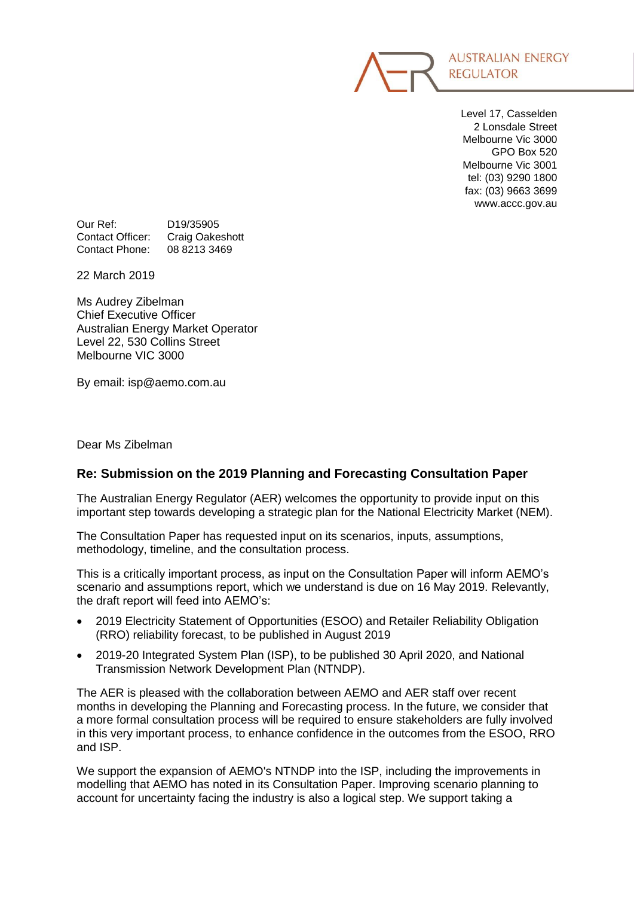AUSTRALIAN ENERGY REGULATOR

Level 17, Casselden
2 Lonsdale Street
Melbourne Vic 3000
GPO Box 520
Melbourne Vic 3001
tel: (03) 9290 1800
fax: (03) 9663 3699
www.accc.gov.au

Our Ref: D19/35905
Contact Officer: Craig Oakeshott
Contact Phone: 08 8213 3469

22 March 2019

Ms Audrey Zibelman
Chief Executive Officer
Australian Energy Market Operator
Level 22, 530 Collins Street
Melbourne VIC 3000

By email: isp@aemo.com.au

Dear Ms Zibelman

**Re: Submission on the 2019 Planning and Forecasting Consultation Paper**

The Australian Energy Regulator (AER) welcomes the opportunity to provide input on this important step towards developing a strategic plan for the National Electricity Market (NEM).

The Consultation Paper has requested input on its scenarios, inputs, assumptions, methodology, timeline, and the consultation process.

This is a critically important process, as input on the Consultation Paper will inform AEMO's scenario and assumptions report, which we understand is due on 16 May 2019. Relevantly, the draft report will feed into AEMO's:

- 2019 Electricity Statement of Opportunities (ESOO) and Retailer Reliability Obligation (RRO) reliability forecast, to be published in August 2019
- 2019-20 Integrated System Plan (ISP), to be published 30 April 2020, and National Transmission Network Development Plan (NTNDP).

The AER is pleased with the collaboration between AEMO and AER staff over recent months in developing the Planning and Forecasting process. In the future, we consider that a more formal consultation process will be required to ensure stakeholders are fully involved in this very important process, to enhance confidence in the outcomes from the ESOO, RRO and ISP.

We support the expansion of AEMO's NTNDP into the ISP, including the improvements in modelling that AEMO has noted in its Consultation Paper. Improving scenario planning to account for uncertainty facing the industry is also a logical step. We support taking a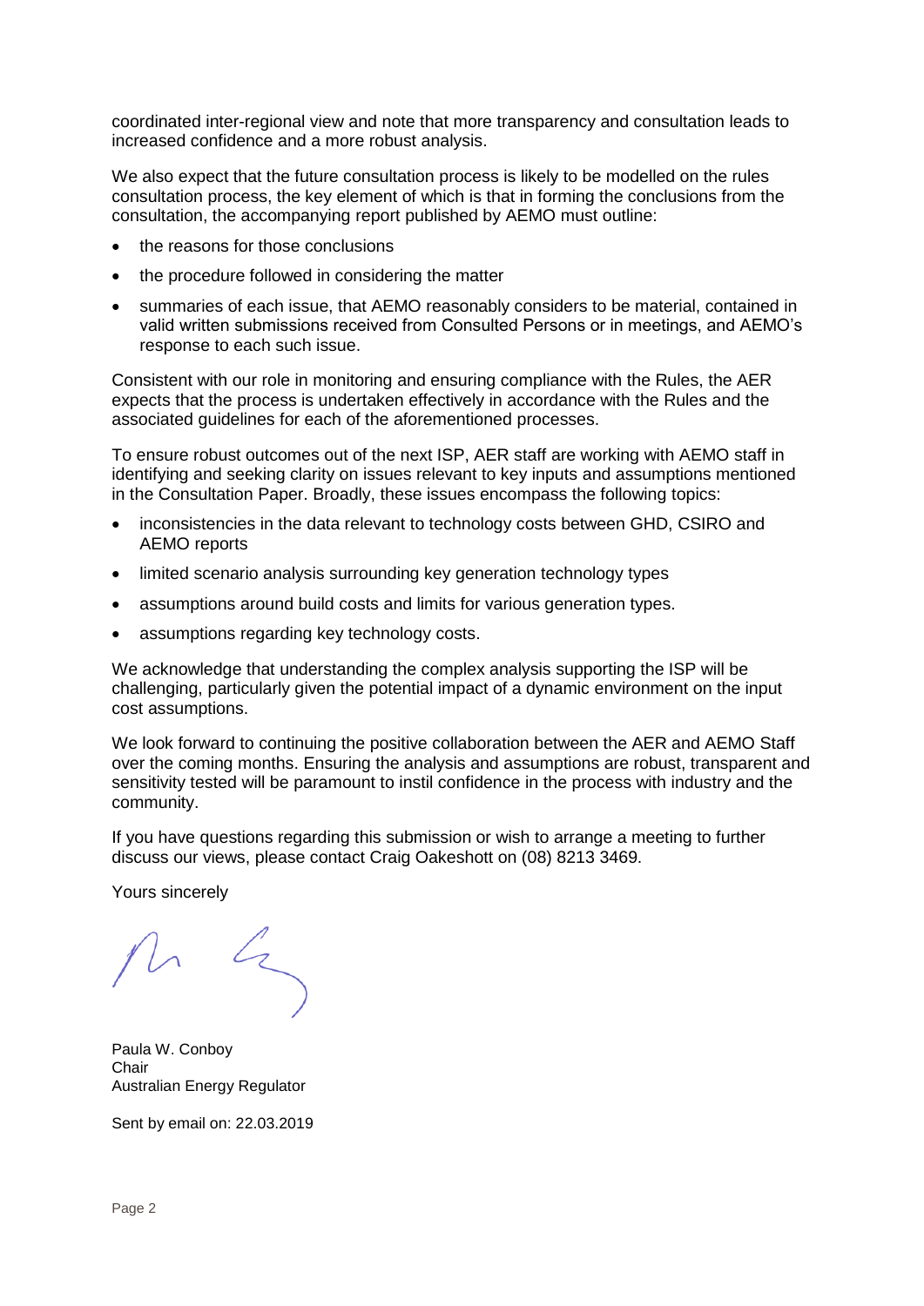coordinated inter-regional view and note that more transparency and consultation leads to increased confidence and a more robust analysis.

We also expect that the future consultation process is likely to be modelled on the rules consultation process, the key element of which is that in forming the conclusions from the consultation, the accompanying report published by AEMO must outline:

- the reasons for those conclusions
- the procedure followed in considering the matter
- summaries of each issue, that AEMO reasonably considers to be material, contained in valid written submissions received from Consulted Persons or in meetings, and AEMO's response to each such issue.

Consistent with our role in monitoring and ensuring compliance with the Rules, the AER expects that the process is undertaken effectively in accordance with the Rules and the associated guidelines for each of the aforementioned processes.

To ensure robust outcomes out of the next ISP, AER staff are working with AEMO staff in identifying and seeking clarity on issues relevant to key inputs and assumptions mentioned in the Consultation Paper. Broadly, these issues encompass the following topics:

- inconsistencies in the data relevant to technology costs between GHD, CSIRO and AEMO reports
- limited scenario analysis surrounding key generation technology types
- assumptions around build costs and limits for various generation types.
- assumptions regarding key technology costs.

We acknowledge that understanding the complex analysis supporting the ISP will be challenging, particularly given the potential impact of a dynamic environment on the input cost assumptions.

We look forward to continuing the positive collaboration between the AER and AEMO Staff over the coming months. Ensuring the analysis and assumptions are robust, transparent and sensitivity tested will be paramount to instil confidence in the process with industry and the community.

If you have questions regarding this submission or wish to arrange a meeting to further discuss our views, please contact Craig Oakeshott on (08) 8213 3469.

Yours sincerely

Paula W. Conboy
Chair
Australian Energy Regulator

Sent by email on: 22.03.2019